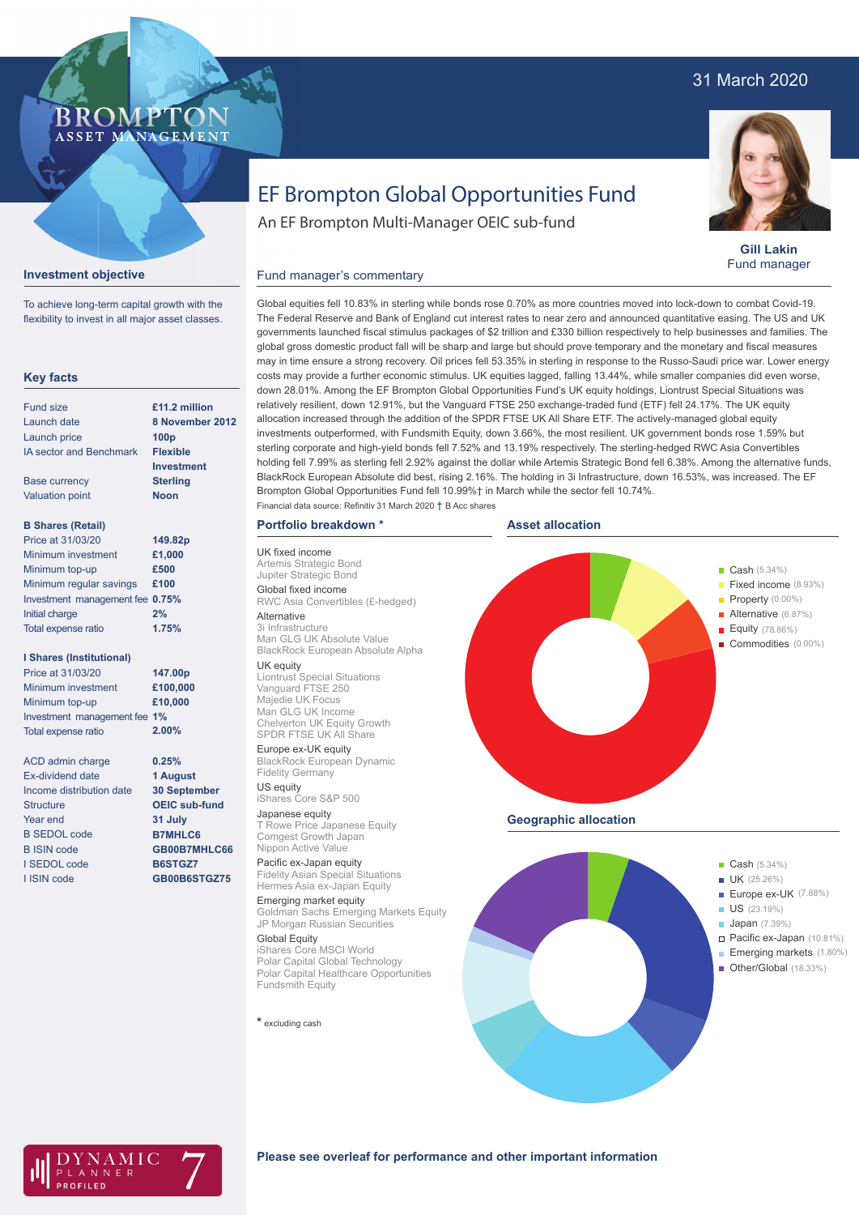31 March 2020

BROMPTON ASSET MANAGEMENT

# EF Brompton Global Opportunities Fund

An EF Brompton Multi-Manager OEIC sub-fund

**Gill Lakin**
Fund manager

## Investment objective

To achieve long-term capital growth with the flexibility to invest in all major asset classes.

## Key facts

| | |
|---|---|
| Fund size | £11.2 million |
| Launch date | 8 November 2012 |
| Launch price | 100p |
| IA sector and Benchmark | Flexible Investment |
| Base currency | Sterling |
| Valuation point | Noon |

**B Shares (Retail)**

| | |
|---|---|
| Price at 31/03/20 | 149.82p |
| Minimum investment | £1,000 |
| Minimum top-up | £500 |
| Minimum regular savings | £100 |
| Investment management fee | 0.75% |
| Initial charge | 2% |
| Total expense ratio | 1.75% |

**I Shares (Institutional)**

| | |
|---|---|
| Price at 31/03/20 | 147.00p |
| Minimum investment | £100,000 |
| Minimum top-up | £10,000 |
| Investment management fee | 1% |
| Total expense ratio | 2.00% |

| | |
|---|---|
| ACD admin charge | 0.25% |
| Ex-dividend date | 1 August |
| Income distribution date | 30 September |
| Structure | OEIC sub-fund |
| Year end | 31 July |
| B SEDOL code | B7MHLC6 |
| B ISIN code | GB00B7MHLC66 |
| I SEDOL code | B6STGZ7 |
| I ISIN code | GB00B6STGZ75 |

## Fund manager's commentary

Global equities fell 10.83% in sterling while bonds rose 0.70% as more countries moved into lock-down to combat Covid-19. The Federal Reserve and Bank of England cut interest rates to near zero and announced quantitative easing. The US and UK governments launched fiscal stimulus packages of $2 trillion and £330 billion respectively to help businesses and families. The global gross domestic product fall will be sharp and large but should prove temporary and the monetary and fiscal measures may in time ensure a strong recovery. Oil prices fell 53.35% in sterling in response to the Russo-Saudi price war. Lower energy costs may provide a further economic stimulus. UK equities lagged, falling 13.44%, while smaller companies did even worse, down 28.01%. Among the EF Brompton Global Opportunities Fund's UK equity holdings, Liontrust Special Situations was relatively resilient, down 12.91%, but the Vanguard FTSE 250 exchange-traded fund (ETF) fell 24.17%. The UK equity allocation increased through the addition of the SPDR FTSE UK All Share ETF. The actively-managed global equity investments outperformed, with Fundsmith Equity, down 3.66%, the most resilient. UK government bonds rose 1.59% but sterling corporate and high-yield bonds fell 7.52% and 13.19% respectively. The sterling-hedged RWC Asia Convertibles holding fell 7.99% as sterling fell 2.92% against the dollar while Artemis Strategic Bond fell 6.38%. Among the alternative funds, BlackRock European Absolute did best, rising 2.16%. The holding in 3i Infrastructure, down 16.53%, was increased. The EF Brompton Global Opportunities Fund fell 10.99%† in March while the sector fell 10.74%.

Financial data source: Refinitiv 31 March 2020 † B Acc shares

## Portfolio breakdown *

UK fixed income
- Artemis Strategic Bond
- Jupiter Strategic Bond

Global fixed income
- RWC Asia Convertibles (£-hedged)

Alternative
- 3i Infrastructure
- Man GLG UK Absolute Value
- BlackRock European Absolute Alpha

UK equity
- Liontrust Special Situations
- Vanguard FTSE 250
- Majedie UK Focus
- Man GLG UK Income
- Chelverton UK Equity Growth
- SPDR FTSE UK All Share

Europe ex-UK equity
- BlackRock European Dynamic
- Fidelity Germany

US equity
- iShares Core S&P 500

Japanese equity
- T Rowe Price Japanese Equity
- Comgest Growth Japan
- Nippon Active Value

Pacific ex-Japan equity
- Fidelity Asian Special Situations
- Hermes Asia ex-Japan Equity

Emerging market equity
- Goldman Sachs Emerging Markets Equity
- JP Morgan Russian Securities

Global Equity
- iShares Core MSCI World
- Polar Capital Global Technology
- Polar Capital Healthcare Opportunities
- Fundsmith Equity

* excluding cash

## Asset allocation

- Cash (5.34%)
- Fixed income (8.93%)
- Property (0.00%)
- Alternative (6.87%)
- Equity (78.86%)
- Commodities (0.00%)

## Geographic allocation

- Cash (5.34%)
- UK (25.26%)
- Europe ex-UK (7.88%)
- US (23.19%)
- Japan (7.39%)
- Pacific ex-Japan (10.81%)
- Emerging markets (1.80%)
- Other/Global (18.33%)

DYNAMIC PLANNER PROFILED 7

**Please see overleaf for performance and other important information**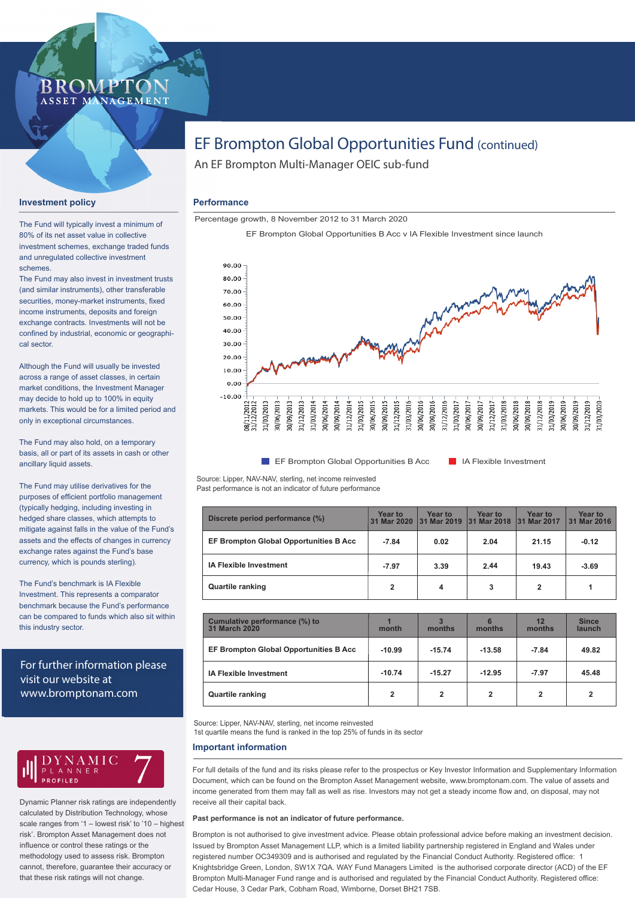BROMPTON
ASSET MANAGEMENT

# EF Brompton Global Opportunities Fund (continued)

An EF Brompton Multi-Manager OEIC sub-fund

## Investment policy

The Fund will typically invest a minimum of 80% of its net asset value in collective investment schemes, exchange traded funds and unregulated collective investment schemes.

The Fund may also invest in investment trusts (and similar instruments), other transferable securities, money-market instruments, fixed income instruments, deposits and foreign exchange contracts. Investments will not be confined by industrial, economic or geographical sector.

Although the Fund will usually be invested across a range of asset classes, in certain market conditions, the Investment Manager may decide to hold up to 100% in equity markets. This would be for a limited period and only in exceptional circumstances.

The Fund may also hold, on a temporary basis, all or part of its assets in cash or other ancillary liquid assets.

The Fund may utilise derivatives for the purposes of efficient portfolio management (typically hedging, including investing in hedged share classes, which attempts to mitigate against falls in the value of the Fund's assets and the effects of changes in currency exchange rates against the Fund's base currency, which is pounds sterling).

The Fund's benchmark is IA Flexible Investment. This represents a comparator benchmark because the Fund's performance can be compared to funds which also sit within this industry sector.

For further information please visit our website at www.bromptonam.com

DYNAMIC PLANNER PROFILED 7

Dynamic Planner risk ratings are independently calculated by Distribution Technology, whose scale ranges from '1 – lowest risk' to '10 – highest risk'. Brompton Asset Management does not influence or control these ratings or the methodology used to assess risk. Brompton cannot, therefore, guarantee their accuracy or that these risk ratings will not change.

## Performance

Percentage growth, 8 November 2012 to 31 March 2020

EF Brompton Global Opportunities B Acc v IA Flexible Investment since launch

90.00
80.00
70.00
60.00
50.00
40.00
30.00
20.00
10.00
0.00
-10.00

08/11/2012 31/12/2012 31/03/2013 30/06/2013 30/09/2013 31/12/2013 31/03/2014 30/06/2014 30/09/2014 31/12/2014 31/03/2015 30/06/2015 30/09/2015 31/12/2015 31/03/2016 30/06/2016 30/09/2016 31/12/2016 31/03/2017 30/06/2017 30/09/2017 31/12/2017 31/03/2018 30/06/2018 30/09/2018 31/12/2018 31/03/2019 30/06/2019 30/09/2019 31/12/2019 31/03/2020

EF Brompton Global Opportunities B Acc    IA Flexible Investment

Source: Lipper, NAV-NAV, sterling, net income reinvested
Past performance is not an indicator of future performance

| Discrete period performance (%) | Year to 31 Mar 2020 | Year to 31 Mar 2019 | Year to 31 Mar 2018 | Year to 31 Mar 2017 | Year to 31 Mar 2016 |
|---|---|---|---|---|---|
| EF Brompton Global Opportunities B Acc | -7.84 | 0.02 | 2.04 | 21.15 | -0.12 |
| IA Flexible Investment | -7.97 | 3.39 | 2.44 | 19.43 | -3.69 |
| Quartile ranking | 2 | 4 | 3 | 2 | 1 |

| Cumulative performance (%) to 31 March 2020 | 1 month | 3 months | 6 months | 12 months | Since launch |
|---|---|---|---|---|---|
| EF Brompton Global Opportunities B Acc | -10.99 | -15.74 | -13.58 | -7.84 | 49.82 |
| IA Flexible Investment | -10.74 | -15.27 | -12.95 | -7.97 | 45.48 |
| Quartile ranking | 2 | 2 | 2 | 2 | 2 |

Source: Lipper, NAV-NAV, sterling, net income reinvested
1st quartile means the fund is ranked in the top 25% of funds in its sector

## Important information

For full details of the fund and its risks please refer to the prospectus or Key Investor Information and Supplementary Information Document, which can be found on the Brompton Asset Management website, www.bromptonam.com. The value of assets and income generated from them may fall as well as rise. Investors may not get a steady income flow and, on disposal, may not receive all their capital back.

**Past performance is not an indicator of future performance.**

Brompton is not authorised to give investment advice. Please obtain professional advice before making an investment decision. Issued by Brompton Asset Management LLP, which is a limited liability partnership registered in England and Wales under registered number OC349309 and is authorised and regulated by the Financial Conduct Authority. Registered office: 1 Knightsbridge Green, London, SW1X 7QA. WAY Fund Managers Limited is the authorised corporate director (ACD) of the EF Brompton Multi-Manager Fund range and is authorised and regulated by the Financial Conduct Authority. Registered office: Cedar House, 3 Cedar Park, Cobham Road, Wimborne, Dorset BH21 7SB.